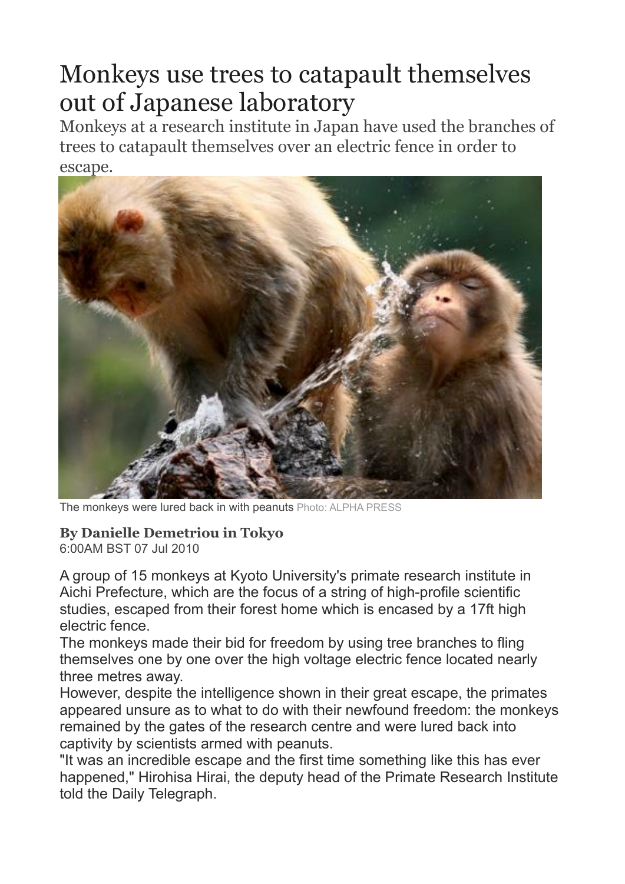# Monkeys use trees to catapault themselves out of Japanese laboratory

Monkeys at a research institute in Japan have used the branches of trees to catapault themselves over an electric fence in order to escape.

The monkeys were lured back in with peanuts Photo: ALPHA PRESS

**By Danielle Demetriou in Tokyo**
6:00AM BST 07 Jul 2010

A group of 15 monkeys at Kyoto University's primate research institute in Aichi Prefecture, which are the focus of a string of high-profile scientific studies, escaped from their forest home which is encased by a 17ft high electric fence.

The monkeys made their bid for freedom by using tree branches to fling themselves one by one over the high voltage electric fence located nearly three metres away.

However, despite the intelligence shown in their great escape, the primates appeared unsure as to what to do with their newfound freedom: the monkeys remained by the gates of the research centre and were lured back into captivity by scientists armed with peanuts.

"It was an incredible escape and the first time something like this has ever happened," Hirohisa Hirai, the deputy head of the Primate Research Institute told the Daily Telegraph.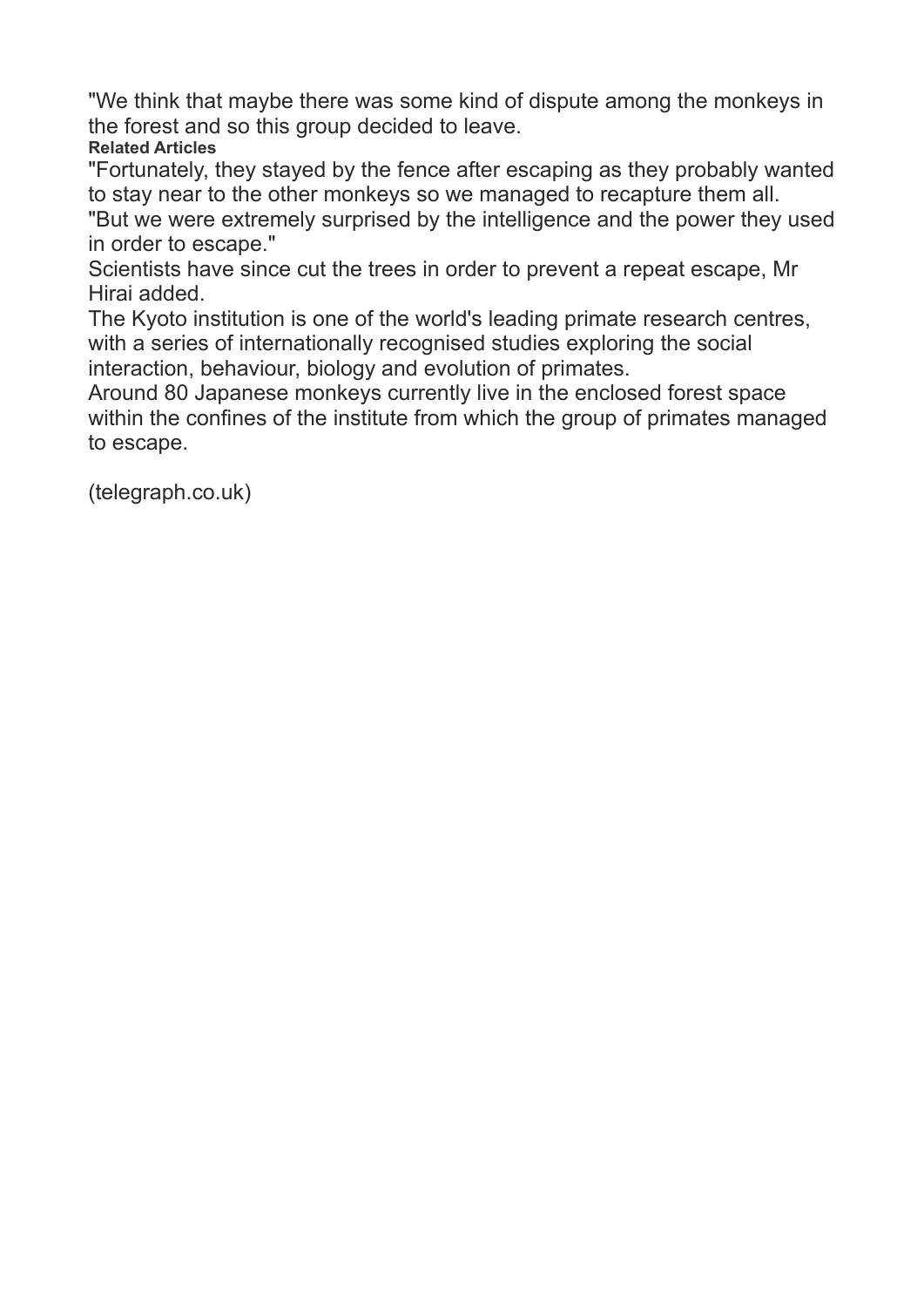"We think that maybe there was some kind of dispute among the monkeys in the forest and so this group decided to leave.

**Related Articles**

"Fortunately, they stayed by the fence after escaping as they probably wanted to stay near to the other monkeys so we managed to recapture them all.

"But we were extremely surprised by the intelligence and the power they used in order to escape."

Scientists have since cut the trees in order to prevent a repeat escape, Mr Hirai added.

The Kyoto institution is one of the world's leading primate research centres, with a series of internationally recognised studies exploring the social interaction, behaviour, biology and evolution of primates.

Around 80 Japanese monkeys currently live in the enclosed forest space within the confines of the institute from which the group of primates managed to escape.

(telegraph.co.uk)